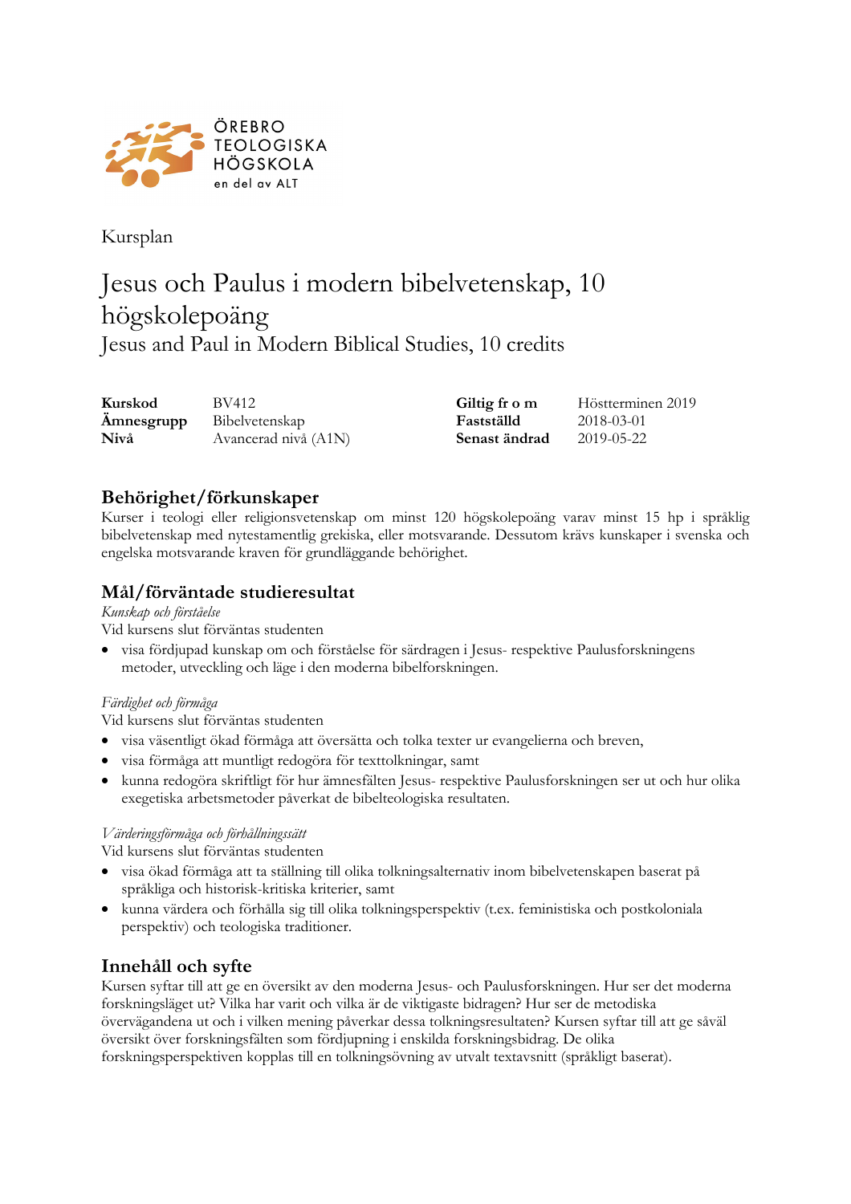ÖREBRO TEOLOGISKA HÖGSKOLA
en del av ALT

Kursplan

# Jesus och Paulus i modern bibelvetenskap, 10 högskolepoäng

Jesus and Paul in Modern Biblical Studies, 10 credits

| | | | |
|---|---|---|---|
| **Kurskod** | BV412 | **Giltig fr o m** | Höstterminen 2019 |
| **Ämnesgrupp** | Bibelvetenskap | **Fastställd** | 2018-03-01 |
| **Nivå** | Avancerad nivå (A1N) | **Senast ändrad** | 2019-05-22 |

## Behörighet/förkunskaper

Kurser i teologi eller religionsvetenskap om minst 120 högskolepoäng varav minst 15 hp i språklig bibelvetenskap med nytestamentlig grekiska, eller motsvarande. Dessutom krävs kunskaper i svenska och engelska motsvarande kraven för grundläggande behörighet.

## Mål/förväntade studieresultat

*Kunskap och förståelse*

Vid kursens slut förväntas studenten

- visa fördjupad kunskap om och förståelse för särdragen i Jesus- respektive Paulusforskningens metoder, utveckling och läge i den moderna bibelforskningen.

*Färdighet och förmåga*

Vid kursens slut förväntas studenten

- visa väsentligt ökad förmåga att översätta och tolka texter ur evangelierna och breven,
- visa förmåga att muntligt redogöra för texttolkningar, samt
- kunna redogöra skriftligt för hur ämnesfälten Jesus- respektive Paulusforskningen ser ut och hur olika exegetiska arbetsmetoder påverkat de bibelteologiska resultaten.

*Värderingsförmåga och förhållningssätt*

Vid kursens slut förväntas studenten

- visa ökad förmåga att ta ställning till olika tolkningsalternativ inom bibelvetenskapen baserat på språkliga och historisk-kritiska kriterier, samt
- kunna värdera och förhålla sig till olika tolkningsperspektiv (t.ex. feministiska och postkoloniala perspektiv) och teologiska traditioner.

## Innehåll och syfte

Kursen syftar till att ge en översikt av den moderna Jesus- och Paulusforskningen. Hur ser det moderna forskningsläget ut? Vilka har varit och vilka är de viktigaste bidragen? Hur ser de metodiska övervägandena ut och i vilken mening påverkar dessa tolkningsresultaten? Kursen syftar till att ge såväl översikt över forskningsfälten som fördjupning i enskilda forskningsbidrag. De olika forskningsperspektiven kopplas till en tolkningsövning av utvalt textavsnitt (språkligt baserat).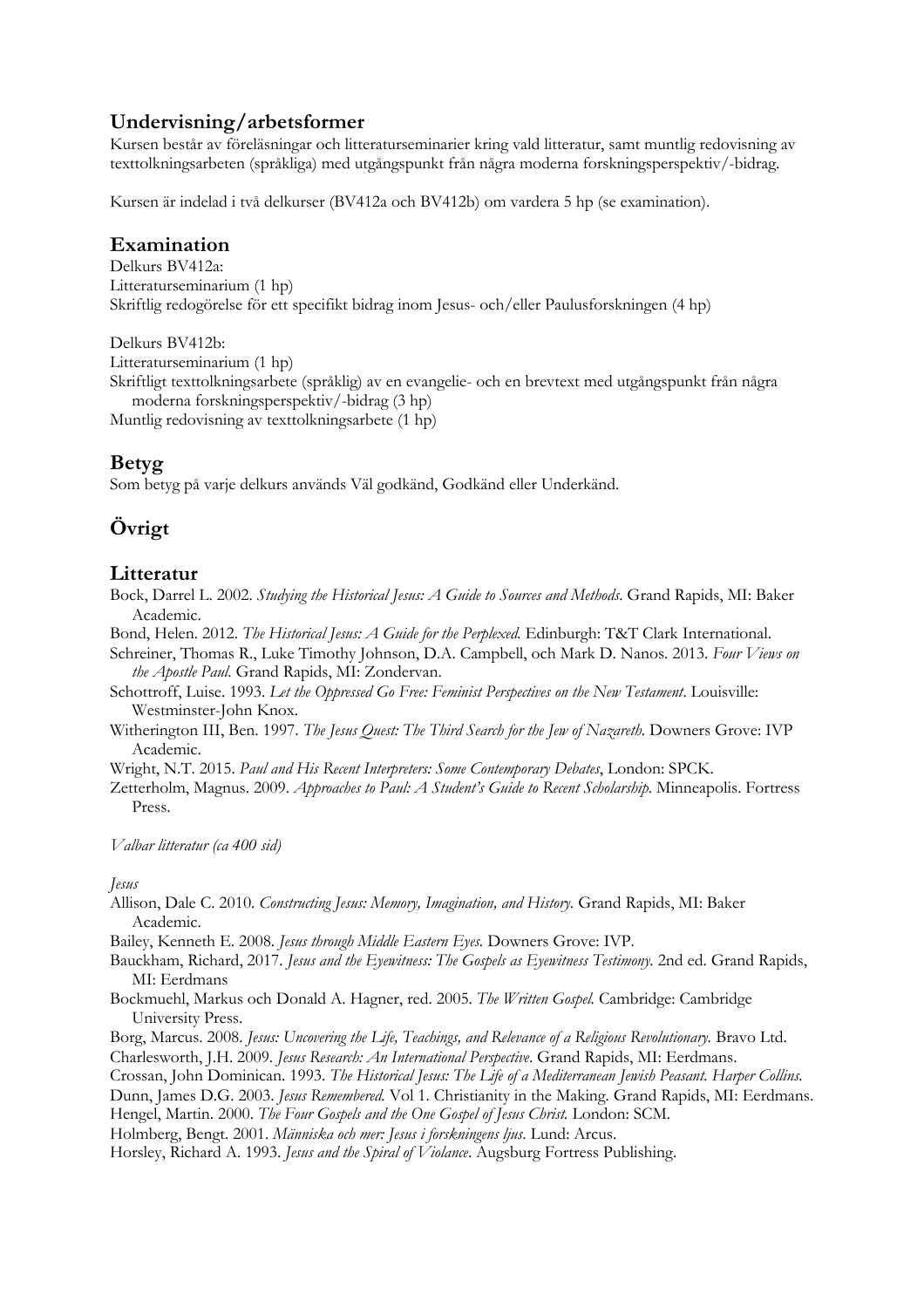## Undervisning/arbetsformer

Kursen består av föreläsningar och litteraturseminarier kring vald litteratur, samt muntlig redovisning av texttolkningsarbeten (språkliga) med utgångspunkt från några moderna forskningsperspektiv/-bidrag.

Kursen är indelad i två delkurser (BV412a och BV412b) om vardera 5 hp (se examination).

## Examination

Delkurs BV412a:
Litteraturseminarium (1 hp)
Skriftlig redogörelse för ett specifikt bidrag inom Jesus- och/eller Paulusforskningen (4 hp)

Delkurs BV412b:
Litteraturseminarium (1 hp)
Skriftligt texttolkningsarbete (språklig) av en evangelie- och en brevtext med utgångspunkt från några moderna forskningsperspektiv/-bidrag (3 hp)
Muntlig redovisning av texttolkningsarbete (1 hp)

## Betyg

Som betyg på varje delkurs används Väl godkänd, Godkänd eller Underkänd.

# Övrigt

## Litteratur

Bock, Darrel L. 2002. *Studying the Historical Jesus: A Guide to Sources and Methods*. Grand Rapids, MI: Baker Academic.

Bond, Helen. 2012. *The Historical Jesus: A Guide for the Perplexed.* Edinburgh: T&T Clark International.

Schreiner, Thomas R., Luke Timothy Johnson, D.A. Campbell, och Mark D. Nanos. 2013. *Four Views on the Apostle Paul.* Grand Rapids, MI: Zondervan.

Schottroff, Luise. 1993. *Let the Oppressed Go Free: Feminist Perspectives on the New Testament*. Louisville: Westminster-John Knox.

Witherington III, Ben. 1997. *The Jesus Quest: The Third Search for the Jew of Nazareth.* Downers Grove: IVP Academic.

Wright, N.T. 2015. *Paul and His Recent Interpreters: Some Contemporary Debates*, London: SPCK.

Zetterholm, Magnus. 2009. *Approaches to Paul: A Student's Guide to Recent Scholarship.* Minneapolis. Fortress Press.

*Valbar litteratur (ca 400 sid)*

*Jesus*

Allison, Dale C. 2010. *Constructing Jesus: Memory, Imagination, and History.* Grand Rapids, MI: Baker Academic.

Bailey, Kenneth E. 2008. *Jesus through Middle Eastern Eyes.* Downers Grove: IVP.

Bauckham, Richard, 2017. *Jesus and the Eyewitness: The Gospels as Eyewitness Testimony.* 2nd ed. Grand Rapids, MI: Eerdmans

Bockmuehl, Markus och Donald A. Hagner, red. 2005. *The Written Gospel.* Cambridge: Cambridge University Press.

Borg, Marcus. 2008. *Jesus: Uncovering the Life, Teachings, and Relevance of a Religious Revolutionary.* Bravo Ltd.

Charlesworth, J.H. 2009. *Jesus Research: An International Perspective*. Grand Rapids, MI: Eerdmans.

Crossan, John Dominican. 1993. *The Historical Jesus: The Life of a Mediterranean Jewish Peasant. Harper Collins.*

Dunn, James D.G. 2003. *Jesus Remembered.* Vol 1. Christianity in the Making. Grand Rapids, MI: Eerdmans.

Hengel, Martin. 2000. *The Four Gospels and the One Gospel of Jesus Christ.* London: SCM.

Holmberg, Bengt. 2001. *Människa och mer: Jesus i forskningens ljus*. Lund: Arcus.

Horsley, Richard A. 1993. *Jesus and the Spiral of Violance*. Augsburg Fortress Publishing.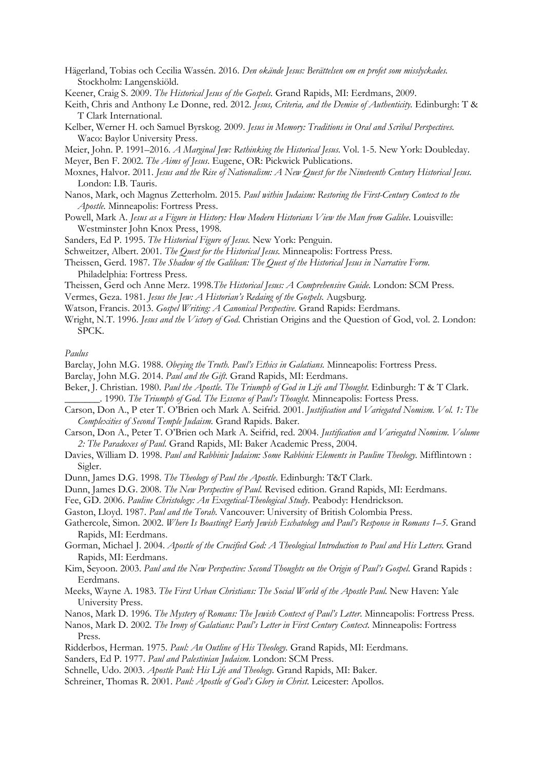Hägerland, Tobias och Cecilia Wassén. 2016. *Den okände Jesus: Berättelsen om en profet som misslyckades.* Stockholm: Langenskiöld.

Keener, Craig S. 2009. *The Historical Jesus of the Gospels.* Grand Rapids, MI: Eerdmans, 2009.

Keith, Chris and Anthony Le Donne, red. 2012. *Jesus, Criteria, and the Demise of Authenticity.* Edinburgh: T & T Clark International.

Kelber, Werner H. och Samuel Byrskog. 2009. *Jesus in Memory: Traditions in Oral and Scribal Perspectives.* Waco: Baylor University Press.

Meier, John. P. 1991–2016. *A Marginal Jew: Rethinking the Historical Jesus.* Vol. 1-5. New York: Doubleday.

Meyer, Ben F. 2002. *The Aims of Jesus.* Eugene, OR: Pickwick Publications.

Moxnes, Halvor. 2011. *Jesus and the Rise of Nationalism: A New Quest for the Nineteenth Century Historical Jesus.* London: I.B. Tauris.

Nanos, Mark, och Magnus Zetterholm. 2015. *Paul within Judaism: Restoring the First-Century Context to the Apostle.* Minneapolis: Fortress Press.

Powell, Mark A. *Jesus as a Figure in History: How Modern Historians View the Man from Galilee*. Louisville: Westminster John Knox Press, 1998.

Sanders, Ed P. 1995. *The Historical Figure of Jesus.* New York: Penguin.

Schweitzer, Albert. 2001. *The Quest for the Historical Jesus.* Minneapolis: Fortress Press.

Theissen, Gerd. 1987. *The Shadow of the Galilean: The Quest of the Historical Jesus in Narrative Form.* Philadelphia: Fortress Press.

Theissen, Gerd och Anne Merz. 1998.*The Historical Jesus: A Comprehensive Guide.* London: SCM Press.

Vermes, Geza. 1981. *Jesus the Jew: A Historian's Redaing of the Gospels.* Augsburg.

Watson, Francis. 2013. *Gospel Writing: A Canonical Perspective.* Grand Rapids: Eerdmans.

Wright, N.T. 1996. *Jesus and the Victory of God.* Christian Origins and the Question of God, vol. 2. London: SPCK.

*Paulus*

Barclay, John M.G. 1988. *Obeying the Truth. Paul's Ethics in Galatians.* Minneapolis: Fortress Press.

Barclay, John M.G. 2014. *Paul and the Gift.* Grand Rapids, MI: Eerdmans.

Beker, J. Christian. 1980. *Paul the Apostle. The Triumph of God in Life and Thought.* Edinburgh: T & T Clark.

_______. 1990. *The Triumph of God. The Essence of Paul's Thought.* Minneapolis: Fortess Press.

Carson, Don A., P eter T. O'Brien och Mark A. Seifrid. 2001. *Justification and Variegated Nomism. Vol. 1: The Complexities of Second Temple Judaism.* Grand Rapids. Baker.

Carson, Don A., Peter T. O'Brien och Mark A. Seifrid, red. 2004. *Justification and Variegated Nomism. Volume 2: The Paradoxes of Paul.* Grand Rapids, MI: Baker Academic Press, 2004.

Davies, William D. 1998. *Paul and Rabbinic Judaism: Some Rabbinic Elements in Pauline Theology.* Mifflintown : Sigler.

Dunn, James D.G. 1998. *The Theology of Paul the Apostle.* Edinburgh: T&T Clark.

Dunn, James D.G. 2008. *The New Perspective of Paul.* Revised edition. Grand Rapids, MI: Eerdmans.

Fee, GD. 2006. *Pauline Christology: An Exegetical-Theological Study.* Peabody: Hendrickson.

Gaston, Lloyd. 1987. *Paul and the Torah.* Vancouver: University of British Colombia Press.

Gathercole, Simon. 2002. *Where Is Boasting? Early Jewish Eschatology and Paul's Response in Romans 1–5.* Grand Rapids, MI: Eerdmans.

Gorman, Michael J. 2004. *Apostle of the Crucified God: A Theological Introduction to Paul and His Letters.* Grand Rapids, MI: Eerdmans.

Kim, Seyoon. 2003. *Paul and the New Perspective: Second Thoughts on the Origin of Paul's Gospel.* Grand Rapids : Eerdmans.

Meeks, Wayne A. 1983. *The First Urban Christians: The Social World of the Apostle Paul.* New Haven: Yale University Press.

Nanos, Mark D. 1996. *The Mystery of Romans: The Jewish Context of Paul's Letter.* Minneapolis: Fortress Press.

Nanos, Mark D. 2002. *The Irony of Galatians: Paul's Letter in First Century Context.* Minneapolis: Fortress Press.

Ridderbos, Herman. 1975. *Paul: An Outline of His Theology.* Grand Rapids, MI: Eerdmans.

Sanders, Ed P. 1977. *Paul and Palestinian Judaism.* London: SCM Press.

Schnelle, Udo. 2003. *Apostle Paul: His Life and Theology.* Grand Rapids, MI: Baker.

Schreiner, Thomas R. 2001. *Paul: Apostle of God's Glory in Christ.* Leicester: Apollos.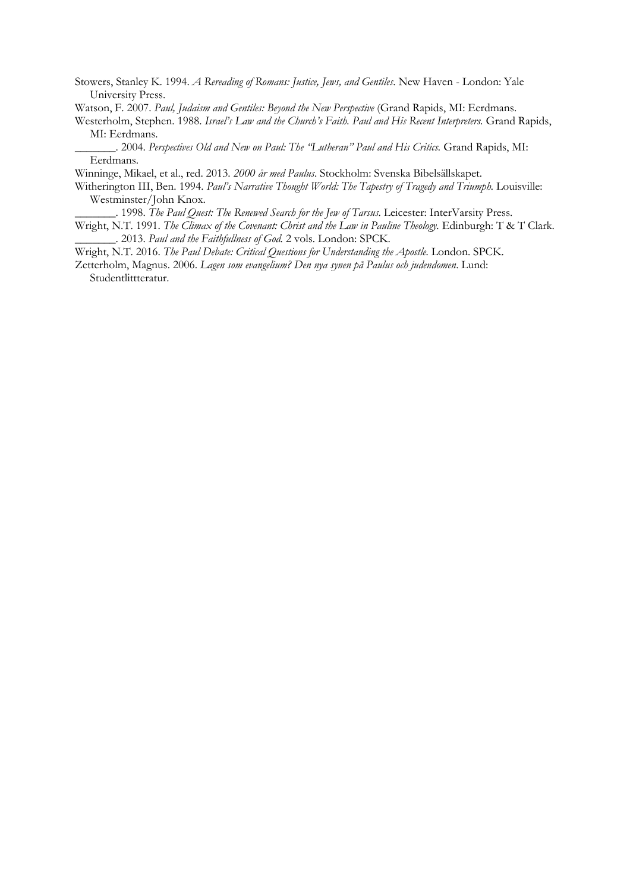Stowers, Stanley K. 1994. *A Rereading of Romans: Justice, Jews, and Gentiles*. New Haven - London: Yale University Press.

Watson, F. 2007. *Paul, Judaism and Gentiles: Beyond the New Perspective* (Grand Rapids, MI: Eerdmans.

Westerholm, Stephen. 1988. *Israel's Law and the Church's Faith. Paul and His Recent Interpreters.* Grand Rapids, MI: Eerdmans.

_______. 2004. *Perspectives Old and New on Paul: The "Lutheran" Paul and His Critics.* Grand Rapids, MI: Eerdmans.

Winninge, Mikael, et al., red. 2013. *2000 år med Paulus*. Stockholm: Svenska Bibelsällskapet.

Witherington III, Ben. 1994. *Paul's Narrative Thought World: The Tapestry of Tragedy and Triumph.* Louisville: Westminster/John Knox.

_______. 1998. *The Paul Quest: The Renewed Search for the Jew of Tarsus.* Leicester: InterVarsity Press.

Wright, N.T. 1991. *The Climax of the Covenant: Christ and the Law in Pauline Theology.* Edinburgh: T & T Clark.

_______. 2013. *Paul and the Faithfullness of God.* 2 vols. London: SPCK.

Wright, N.T. 2016. *The Paul Debate: Critical Questions for Understanding the Apostle.* London. SPCK.

Zetterholm, Magnus. 2006. *Lagen som evangelium? Den nya synen på Paulus och judendomen*. Lund: Studentlittteratur.